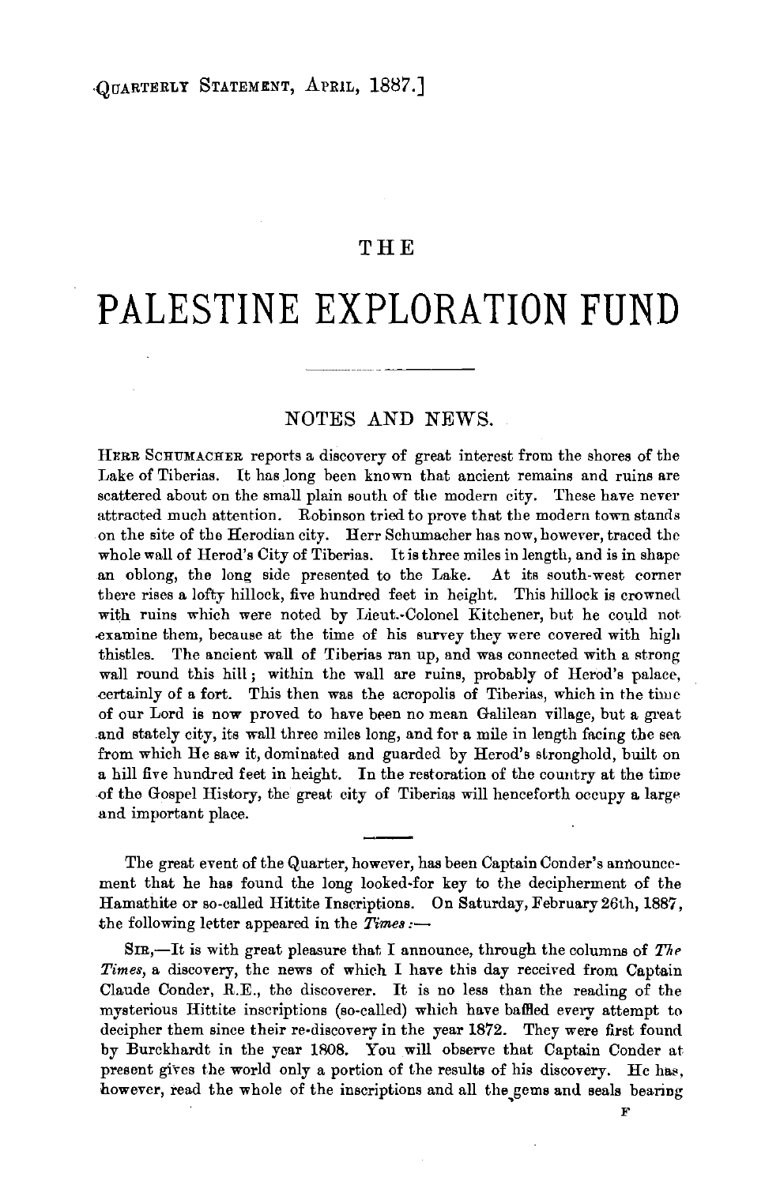# THE

# PALESTINE EXPLORATION FUND

## NOTES AND NEWS.

HERR SCHUMACHER reports a discovery of great interest from the shores of the Lake of Tiberias. It has long been known that ancient remains and ruins are scattered about on the small plain south of the modern city. These have never attracted much attention. Robinson tried to prove that the modern town stands on the site of the Herodian city. Herr Schumacher has now, however, traced the whole wall of Herod's City of Tiberias. It is three miles in length, and is in shape an oblong, the long side presented to the Lake. At its south-west corner there rises a lofty hillock, five hundred feet in height. This hillock is crowned with ruins which were noted by Lieut.-Colonel Kitchener, but he could not examine them, because at the time of his survey they were covered with high thistles. The ancient wall of Tiberias ran up, and was connected with a strong wall round this hill; within the wall are ruins, probably of Herod's palace, certainly of a fort. This then was the acropolis of Tiberias, which in the time of our Lord is now proved to have been no mean Galilean village, but a great and stately city, its wall three miles long, and for a mile in length facing the sea from which He saw it, dominated and guarded by Herod's stronghold, built on a hill five hundred feet in height. In the restoration of the country at the time of the Gospel History, the great city of Tiberias will henceforth occupy a large and important place.

---

The great event of the Quarter, however, has been Captain Conder's announcement that he has found the long looked-for key to the decipherment of the Hamathite or so-called Hittite Inscriptions. On Saturday, February 26th, 1887, the following letter appeared in the *Times*:—

SIR,—It is with great pleasure that I announce, through the columns of *The Times*, a discovery, the news of which I have this day received from Captain Claude Conder, R.E., the discoverer. It is no less than the reading of the mysterious Hittite inscriptions (so-called) which have baffled every attempt to decipher them since their re-discovery in the year 1872. They were first found by Burckhardt in the year 1808. You will observe that Captain Conder at present gives the world only a portion of the results of his discovery. He has, however, read the whole of the inscriptions and all the gems and seals bearing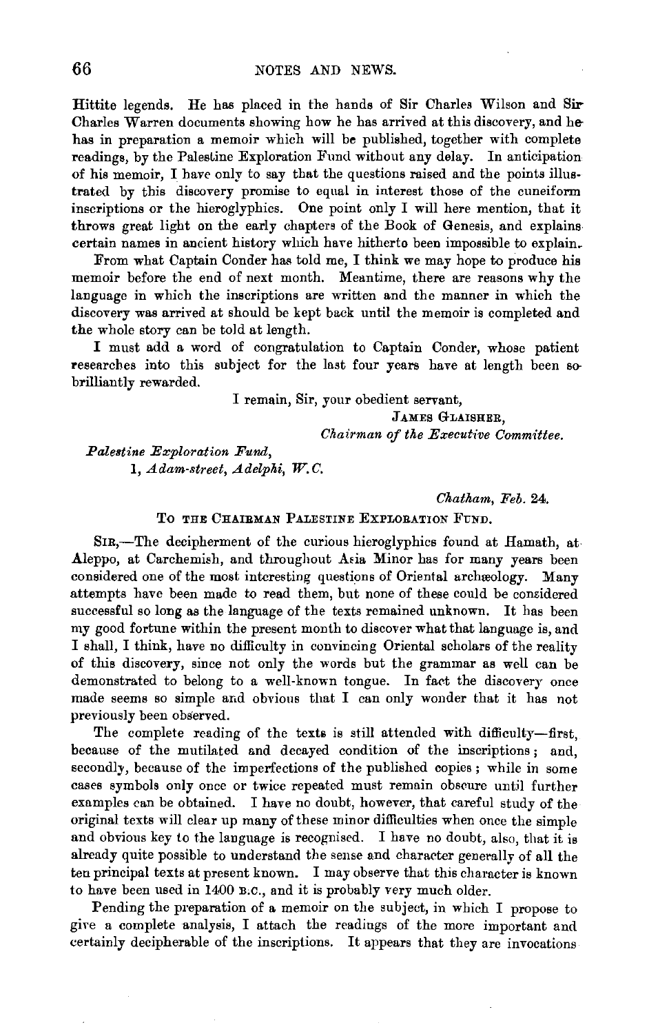Hittite legends. He has placed in the hands of Sir Charles Wilson and Sir Charles Warren documents showing how he has arrived at this discovery, and he has in preparation a memoir which will be published, together with complete readings, by the Palestine Exploration Fund without any delay. In anticipation of his memoir, I have only to say that the questions raised and the points illustrated by this discovery promise to equal in interest those of the cuneiform inscriptions or the hieroglyphics. One point only I will here mention, that it throws great light on the early chapters of the Book of Genesis, and explains certain names in ancient history which have hitherto been impossible to explain.

From what Captain Conder has told me, I think we may hope to produce his memoir before the end of next month. Meantime, there are reasons why the language in which the inscriptions are written and the manner in which the discovery was arrived at should be kept back until the memoir is completed and the whole story can be told at length.

I must add a word of congratulation to Captain Conder, whose patient researches into this subject for the last four years have at length been so brilliantly rewarded.

I remain, Sir, your obedient servant,

James Glaisher,

*Chairman of the Executive Committee.*

*Palestine Exploration Fund,*
*1, Adam-street, Adelphi, W.C.*

*Chatham, Feb. 24.*

To the Chairman Palestine Exploration Fund.

Sir,—The decipherment of the curious hieroglyphics found at Hamath, at Aleppo, at Carchemish, and throughout Asia Minor has for many years been considered one of the most interesting questions of Oriental archæology. Many attempts have been made to read them, but none of these could be considered successful so long as the language of the texts remained unknown. It has been my good fortune within the present month to discover what that language is, and I shall, I think, have no difficulty in convincing Oriental scholars of the reality of this discovery, since not only the words but the grammar as well can be demonstrated to belong to a well-known tongue. In fact the discovery once made seems so simple and obvious that I can only wonder that it has not previously been observed.

The complete reading of the texts is still attended with difficulty—first, because of the mutilated and decayed condition of the inscriptions; and, secondly, because of the imperfections of the published copies; while in some cases symbols only once or twice repeated must remain obscure until further examples can be obtained. I have no doubt, however, that careful study of the original texts will clear up many of these minor difficulties when once the simple and obvious key to the language is recognised. I have no doubt, also, that it is already quite possible to understand the sense and character generally of all the ten principal texts at present known. I may observe that this character is known to have been used in 1400 B.C., and it is probably very much older.

Pending the preparation of a memoir on the subject, in which I propose to give a complete analysis, I attach the readings of the more important and certainly decipherable of the inscriptions. It appears that they are invocations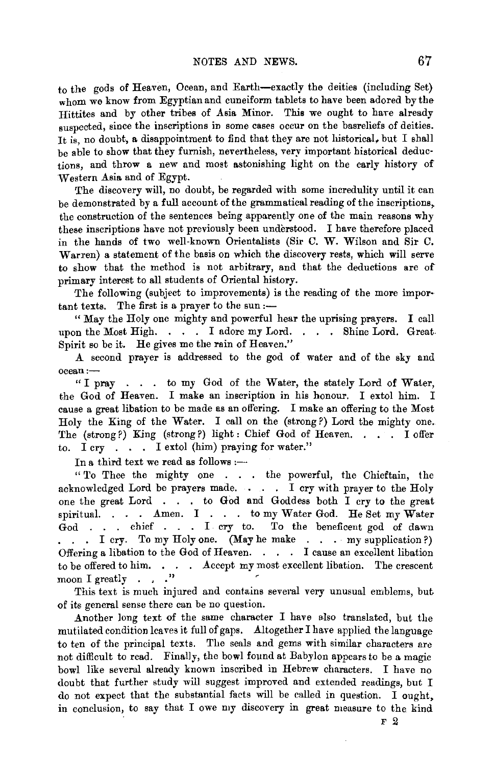to the gods of Heaven, Ocean, and Earth—exactly the deities (including Set) whom we know from Egyptian and cuneiform tablets to have been adored by the Hittites and by other tribes of Asia Minor. This we ought to have already suspected, since the inscriptions in some cases occur on the basreliefs of deities. It is, no doubt, a disappointment to find that they are not historical, but I shall be able to show that they furnish, nevertheless, very important historical deductions, and throw a new and most astonishing light on the early history of Western Asia and of Egypt.

The discovery will, no doubt, be regarded with some incredulity until it can be demonstrated by a full account of the grammatical reading of the inscriptions, the construction of the sentences being apparently one of the main reasons why these inscriptions have not previously been understood. I have therefore placed in the hands of two well-known Orientalists (Sir C. W. Wilson and Sir C. Warren) a statement of the basis on which the discovery rests, which will serve to show that the method is not arbitrary, and that the deductions are of primary interest to all students of Oriental history.

The following (subject to improvements) is the reading of the more important texts. The first is a prayer to the sun:—

"May the Holy one mighty and powerful hear the uprising prayers. I call upon the Most High. . . . I adore my Lord. . . . Shine Lord. Great Spirit so be it. He gives me the rain of Heaven."

A second prayer is addressed to the god of water and of the sky and ocean:—

"I pray . . . to my God of the Water, the stately Lord of Water, the God of Heaven. I make an inscription in his honour. I extol him. I cause a great libation to be made as an offering. I make an offering to the Most Holy the King of the Water. I call on the (strong?) Lord the mighty one. The (strong?) King (strong?) light: Chief God of Heaven. . . . I offer to. I cry . . . I extol (him) praying for water."

In a third text we read as follows:—

"To Thee the mighty one . . . the powerful, the Chieftain, the acknowledged Lord be prayers made. . . . I cry with prayer to the Holy one the great Lord . . . to God and Goddess both I cry to the great spiritual. . . . Amen. I . . . to my Water God. He Set my Water God . . . chief . . . I cry to. To the beneficent god of dawn . . . I cry. To my Holy one. (May he make . . . my supplication?) Offering a libation to the God of Heaven. . . . I cause an excellent libation to be offered to him. . . . Accept my most excellent libation. The crescent moon I greatly . . ."

This text is much injured and contains several very unusual emblems, but of its general sense there can be no question.

Another long text of the same character I have also translated, but the mutilated condition leaves it full of gaps. Altogether I have applied the language to ten of the principal texts. The seals and gems with similar characters are not difficult to read. Finally, the bowl found at Babylon appears to be a magic bowl like several already known inscribed in Hebrew characters. I have no doubt that further study will suggest improved and extended readings, but I do not expect that the substantial facts will be called in question. I ought, in conclusion, to say that I owe my discovery in great measure to the kind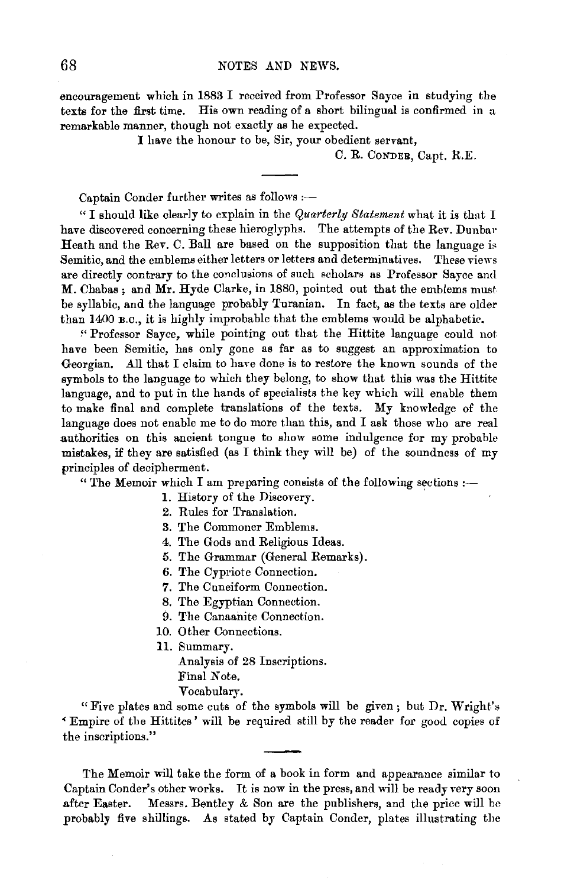encouragement which in 1883 I received from Professor Sayce in studying the texts for the first time. His own reading of a short bilingual is confirmed in a remarkable manner, though not exactly as he expected.

I have the honour to be, Sir, your obedient servant,

C. R. CONDER, Capt. R.E.

---

Captain Conder further writes as follows :—

"I should like clearly to explain in the *Quarterly Statement* what it is that I have discovered concerning these hieroglyphs. The attempts of the Rev. Dunbar Heath and the Rev. C. Ball are based on the supposition that the language is Semitic, and the emblems either letters or letters and determinatives. These views are directly contrary to the conclusions of such scholars as Professor Sayce and M. Chabas; and Mr. Hyde Clarke, in 1880, pointed out that the emblems must be syllabic, and the language probably Turanian. In fact, as the texts are older than 1400 B.C., it is highly improbable that the emblems would be alphabetic.

"Professor Sayce, while pointing out that the Hittite language could not have been Semitic, has only gone as far as to suggest an approximation to Georgian. All that I claim to have done is to restore the known sounds of the symbols to the language to which they belong, to show that this was the Hittite language, and to put in the hands of specialists the key which will enable them to make final and complete translations of the texts. My knowledge of the language does not enable me to do more than this, and I ask those who are real authorities on this ancient tongue to show some indulgence for my probable mistakes, if they are satisfied (as I think they will be) of the soundness of my principles of decipherment.

"The Memoir which I am preparing consists of the following sections :—

1. History of the Discovery.
2. Rules for Translation.
3. The Commoner Emblems.
4. The Gods and Religious Ideas.
5. The Grammar (General Remarks).
6. The Cypriote Connection.
7. The Cuneiform Connection.
8. The Egyptian Connection.
9. The Canaanite Connection.
10. Other Connections.
11. Summary.

    Analysis of 28 Inscriptions.
    Final Note.
    Vocabulary.

"Five plates and some cuts of the symbols will be given; but Dr. Wright's 'Empire of the Hittites' will be required still by the reader for good copies of the inscriptions."

---

The Memoir will take the form of a book in form and appearance similar to Captain Conder's other works. It is now in the press, and will be ready very soon after Easter. Messrs. Bentley & Son are the publishers, and the price will be probably five shillings. As stated by Captain Conder, plates illustrating the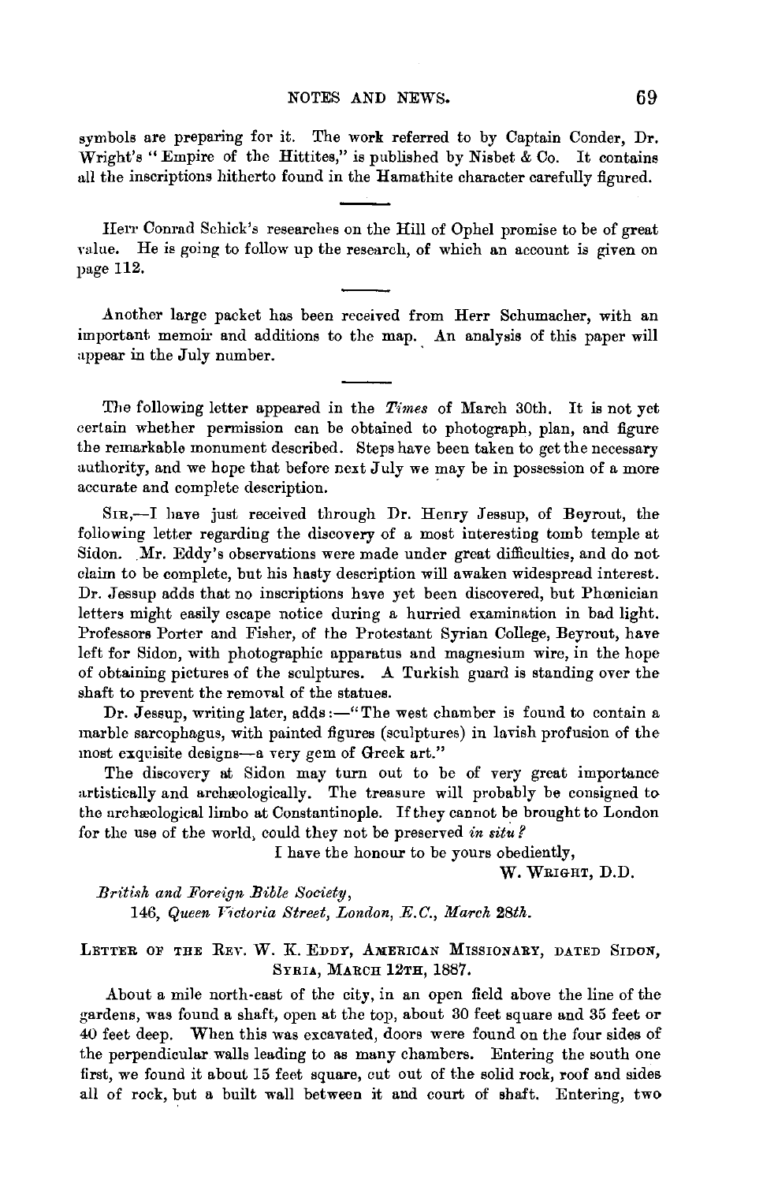symbols are preparing for it. The work referred to by Captain Conder, Dr. Wright's "Empire of the Hittites," is published by Nisbet & Co. It contains all the inscriptions hitherto found in the Hamathite character carefully figured.

---

Herr Conrad Schick's researches on the Hill of Ophel promise to be of great value. He is going to follow up the research, of which an account is given on page 112.

---

Another large packet has been received from Herr Schumacher, with an important memoir and additions to the map. An analysis of this paper will appear in the July number.

---

The following letter appeared in the *Times* of March 30th. It is not yet certain whether permission can be obtained to photograph, plan, and figure the remarkable monument described. Steps have been taken to get the necessary authority, and we hope that before next July we may be in possession of a more accurate and complete description.

SIR,—I have just received through Dr. Henry Jessup, of Beyrout, the following letter regarding the discovery of a most interesting tomb temple at Sidon. Mr. Eddy's observations were made under great difficulties, and do not claim to be complete, but his hasty description will awaken widespread interest. Dr. Jessup adds that no inscriptions have yet been discovered, but Phœnician letters might easily escape notice during a hurried examination in bad light. Professors Porter and Fisher, of the Protestant Syrian College, Beyrout, have left for Sidon, with photographic apparatus and magnesium wire, in the hope of obtaining pictures of the sculptures. A Turkish guard is standing over the shaft to prevent the removal of the statues.

Dr. Jessup, writing later, adds:—"The west chamber is found to contain a marble sarcophagus, with painted figures (sculptures) in lavish profusion of the most exquisite designs—a very gem of Greek art."

The discovery at Sidon may turn out to be of very great importance artistically and archæologically. The treasure will probably be consigned to the archæological limbo at Constantinople. If they cannot be brought to London for the use of the world, could they not be preserved *in situ*?

I have the honour to be yours obediently,

W. WRIGHT, D.D.

*British and Foreign Bible Society,*
*146, Queen Victoria Street, London, E.C., March 28th.*

LETTER OF THE REV. W. K. EDDY, AMERICAN MISSIONARY, DATED SIDON, SYRIA, MARCH 12TH, 1887.

About a mile north-east of the city, in an open field above the line of the gardens, was found a shaft, open at the top, about 30 feet square and 35 feet or 40 feet deep. When this was excavated, doors were found on the four sides of the perpendicular walls leading to as many chambers. Entering the south one first, we found it about 15 feet square, cut out of the solid rock, roof and sides all of rock, but a built wall between it and court of shaft. Entering, two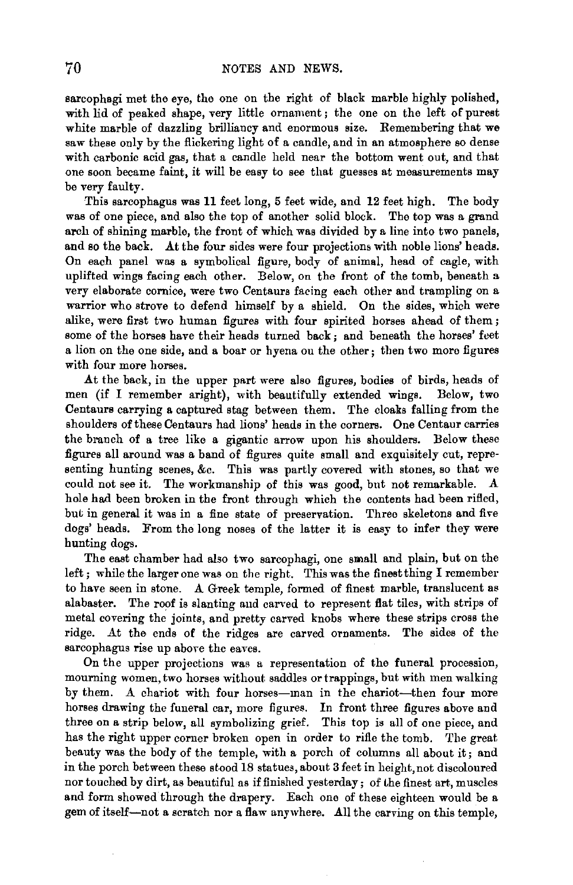sarcophagi met the eye, the one on the right of black marble highly polished, with lid of peaked shape, very little ornament; the one on the left of purest white marble of dazzling brilliancy and enormous size. Remembering that we saw these only by the flickering light of a candle, and in an atmosphere so dense with carbonic acid gas, that a candle held near the bottom went out, and that one soon became faint, it will be easy to see that guesses at measurements may be very faulty.

This sarcophagus was 11 feet long, 5 feet wide, and 12 feet high. The body was of one piece, and also the top of another solid block. The top was a grand arch of shining marble, the front of which was divided by a line into two panels, and so the back. At the four sides were four projections with noble lions' heads. On each panel was a symbolical figure, body of animal, head of eagle, with uplifted wings facing each other. Below, on the front of the tomb, beneath a very elaborate cornice, were two Centaurs facing each other and trampling on a warrior who strove to defend himself by a shield. On the sides, which were alike, were first two human figures with four spirited horses ahead of them; some of the horses have their heads turned back; and beneath the horses' feet a lion on the one side, and a boar or hyena on the other; then two more figures with four more horses.

At the back, in the upper part were also figures, bodies of birds, heads of men (if I remember aright), with beautifully extended wings. Below, two Centaurs carrying a captured stag between them. The cloaks falling from the shoulders of these Centaurs had lions' heads in the corners. One Centaur carries the branch of a tree like a gigantic arrow upon his shoulders. Below these figures all around was a band of figures quite small and exquisitely cut, representing hunting scenes, &c. This was partly covered with stones, so that we could not see it. The workmanship of this was good, but not remarkable. A hole had been broken in the front through which the contents had been rifled, but in general it was in a fine state of preservation. Three skeletons and five dogs' heads. From the long noses of the latter it is easy to infer they were hunting dogs.

The east chamber had also two sarcophagi, one small and plain, but on the left; while the larger one was on the right. This was the finest thing I remember to have seen in stone. A Greek temple, formed of finest marble, translucent as alabaster. The roof is slanting and carved to represent flat tiles, with strips of metal covering the joints, and pretty carved knobs where these strips cross the ridge. At the ends of the ridges are carved ornaments. The sides of the sarcophagus rise up above the eaves.

On the upper projections was a representation of the funeral procession, mourning women, two horses without saddles or trappings, but with men walking by them. A chariot with four horses—man in the chariot—then four more horses drawing the funeral car, more figures. In front three figures above and three on a strip below, all symbolizing grief. This top is all of one piece, and has the right upper corner broken open in order to rifle the tomb. The great beauty was the body of the temple, with a porch of columns all about it; and in the porch between these stood 18 statues, about 3 feet in height, not discoloured nor touched by dirt, as beautiful as if finished yesterday; of the finest art, muscles and form showed through the drapery. Each one of these eighteen would be a gem of itself—not a scratch nor a flaw anywhere. All the carving on this temple,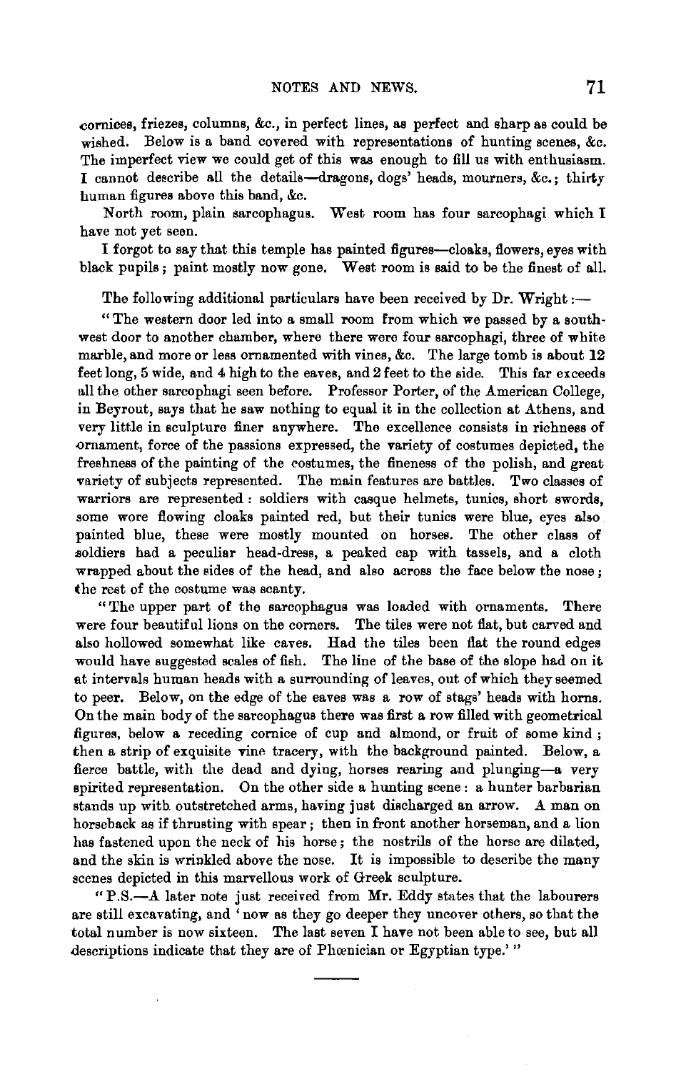cornices, friezes, columns, &c., in perfect lines, as perfect and sharp as could be wished. Below is a band covered with representations of hunting scenes, &c. The imperfect view we could get of this was enough to fill us with enthusiasm. I cannot describe all the details—dragons, dogs' heads, mourners, &c.; thirty human figures above this band, &c.

North room, plain sarcophagus. West room has four sarcophagi which I have not yet seen.

I forgot to say that this temple has painted figures—cloaks, flowers, eyes with black pupils; paint mostly now gone. West room is said to be the finest of all.

The following additional particulars have been received by Dr. Wright:—

"The western door led into a small room from which we passed by a south-west door to another chamber, where there were four sarcophagi, three of white marble, and more or less ornamented with vines, &c. The large tomb is about 12 feet long, 5 wide, and 4 high to the eaves, and 2 feet to the side. This far exceeds all the other sarcophagi seen before. Professor Porter, of the American College, in Beyrout, says that he saw nothing to equal it in the collection at Athens, and very little in sculpture finer anywhere. The excellence consists in richness of ornament, force of the passions expressed, the variety of costumes depicted, the freshness of the painting of the costumes, the fineness of the polish, and great variety of subjects represented. The main features are battles. Two classes of warriors are represented: soldiers with casque helmets, tunics, short swords, some wore flowing cloaks painted red, but their tunics were blue, eyes also painted blue, these were mostly mounted on horses. The other class of soldiers had a peculiar head-dress, a peaked cap with tassels, and a cloth wrapped about the sides of the head, and also across the face below the nose; the rest of the costume was scanty.

"The upper part of the sarcophagus was loaded with ornaments. There were four beautiful lions on the corners. The tiles were not flat, but carved and also hollowed somewhat like caves. Had the tiles been flat the round edges would have suggested scales of fish. The line of the base of the slope had on it at intervals human heads with a surrounding of leaves, out of which they seemed to peer. Below, on the edge of the eaves was a row of stags' heads with horns. On the main body of the sarcophagus there was first a row filled with geometrical figures, below a receding cornice of cup and almond, or fruit of some kind; then a strip of exquisite vine tracery, with the background painted. Below, a fierce battle, with the dead and dying, horses rearing and plunging—a very spirited representation. On the other side a hunting scene: a hunter barbarian stands up with outstretched arms, having just discharged an arrow. A man on horseback as if thrusting with spear; then in front another horseman, and a lion has fastened upon the neck of his horse; the nostrils of the horse are dilated, and the skin is wrinkled above the nose. It is impossible to describe the many scenes depicted in this marvellous work of Greek sculpture.

"P.S.—A later note just received from Mr. Eddy states that the labourers are still excavating, and 'now as they go deeper they uncover others, so that the total number is now sixteen. The last seven I have not been able to see, but all descriptions indicate that they are of Phœnician or Egyptian type.'"

---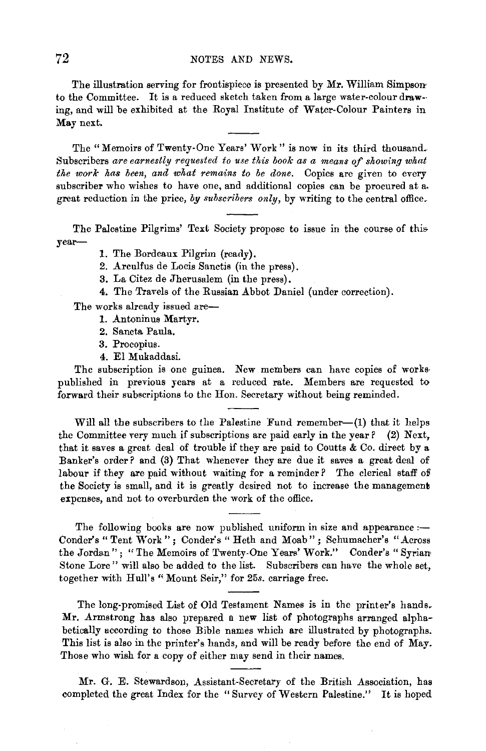The illustration serving for frontispiece is presented by Mr. William Simpson to the Committee. It is a reduced sketch taken from a large water-colour drawing, and will be exhibited at the Royal Institute of Water-Colour Painters in May next.

The "Memoirs of Twenty-One Years' Work" is now in its third thousand. Subscribers *are earnestly requested to use this book as a means of showing what the work has been, and what remains to be done.* Copies are given to every subscriber who wishes to have one, and additional copies can be procured at a great reduction in the price, *by subscribers only*, by writing to the central office.

The Palestine Pilgrims' Text Society propose to issue in the course of this year—

1. The Bordeaux Pilgrim (ready).
2. Arculfus de Locis Sanctis (in the press).
3. La Citez de Jherusalem (in the press).
4. The Travels of the Russian Abbot Daniel (under correction).

The works already issued are—

1. Antoninus Martyr.
2. Sancta Paula.
3. Procopius.
4. El Mukaddasi.

The subscription is one guinea. New members can have copies of works published in previous years at a reduced rate. Members are requested to forward their subscriptions to the Hon. Secretary without being reminded.

Will all the subscribers to the Palestine Fund remember—(1) that it helps the Committee very much if subscriptions are paid early in the year? (2) Next, that it saves a great deal of trouble if they are paid to Coutts & Co. direct by a Banker's order? and (3) That whenever they are due it saves a great deal of labour if they are paid without waiting for a reminder? The clerical staff of the Society is small, and it is greatly desired not to increase the management expenses, and not to overburden the work of the office.

The following books are now published uniform in size and appearance:— Conder's "Tent Work"; Conder's "Heth and Moab"; Schumacher's "Across the Jordan"; "The Memoirs of Twenty-One Years' Work." Conder's "Syrian Stone Lore" will also be added to the list. Subscribers can have the whole set, together with Hull's "Mount Seir," for 25*s.* carriage free.

The long-promised List of Old Testament Names is in the printer's hands. Mr. Armstrong has also prepared a new list of photographs arranged alphabetically according to those Bible names which are illustrated by photographs. This list is also in the printer's hands, and will be ready before the end of May. Those who wish for a copy of either may send in their names.

Mr. G. E. Stewardson, Assistant-Secretary of the British Association, has completed the great Index for the "Survey of Western Palestine." It is hoped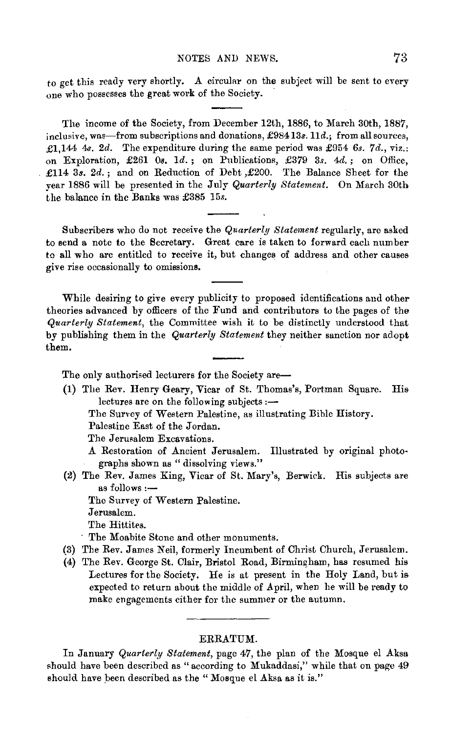to get this ready very shortly. A circular on the subject will be sent to every one who possesses the great work of the Society.

---

The income of the Society, from December 12th, 1886, to March 30th, 1887, inclusive, was—from subscriptions and donations, £984 13*s.* 11*d.*; from all sources, £1,144 4*s.* 2*d.* The expenditure during the same period was £954 6*s.* 7*d.*, viz.: on Exploration, £261 0*s.* 1*d.*; on Publications, £379 3*s.* 4*d.*; on Office, £114 3*s.* 2*d.*; and on Reduction of Debt ,£200. The Balance Sheet for the year 1886 will be presented in the July *Quarterly Statement.* On March 30th the balance in the Banks was £385 15*s.*

---

Subscribers who do not receive the *Quarterly Statement* regularly, are asked to send a note to the Secretary. Great care is taken to forward each number to all who are entitled to receive it, but changes of address and other causes give rise occasionally to omissions.

---

While desiring to give every publicity to proposed identifications and other theories advanced by officers of the Fund and contributors to the pages of the *Quarterly Statement*, the Committee wish it to be distinctly understood that by publishing them in the *Quarterly Statement* they neither sanction nor adopt them.

---

The only authorised lecturers for the Society are—

(1) The Rev. Henry Geary, Vicar of St. Thomas's, Portman Square. His lectures are on the following subjects :—
   - The Survey of Western Palestine, as illustrating Bible History.
   - Palestine East of the Jordan.
   - The Jerusalem Excavations.
   - A Restoration of Ancient Jerusalem. Illustrated by original photographs shown as "dissolving views."

(2) The Rev. James King, Vicar of St. Mary's, Berwick. His subjects are as follows :—
   - The Survey of Western Palestine.
   - Jerusalem.
   - The Hittites.
   - The Moabite Stone and other monuments.

(3) The Rev. James Neil, formerly Incumbent of Christ Church, Jerusalem.

(4) The Rev. George St. Clair, Bristol Road, Birmingham, has resumed his Lectures for the Society. He is at present in the Holy Land, but is expected to return about the middle of April, when he will be ready to make engagements either for the summer or the autumn.

---

## ERRATUM.

In January *Quarterly Statement*, page 47, the plan of the Mosque el Aksa should have been described as "according to Mukaddasi," while that on page 49 should have been described as the "Mosque el Aksa as it is."